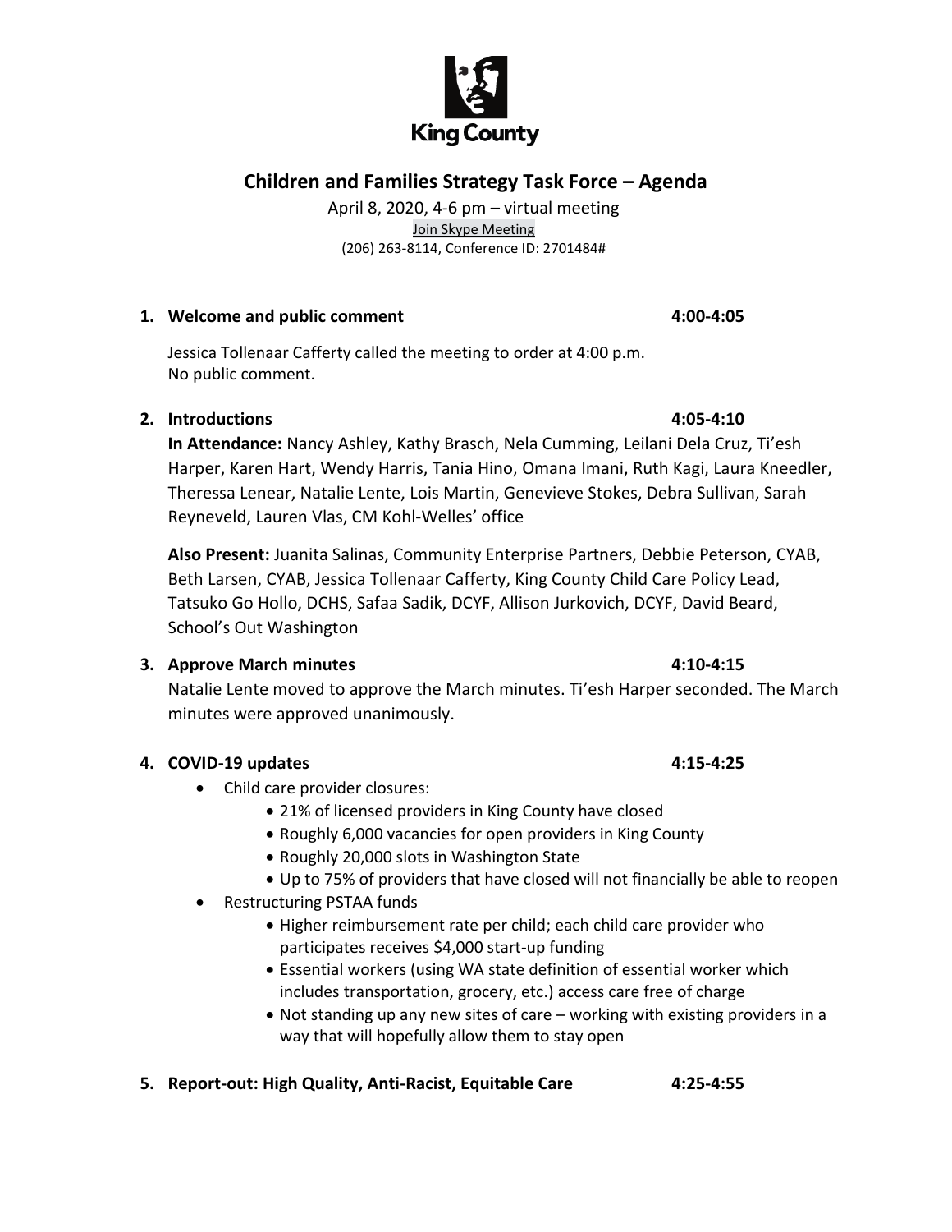King County

# Children and Families Strategy Task Force – Agenda

April 8, 2020, 4-6 pm – virtual meeting
Join Skype Meeting
(206) 263-8114, Conference ID: 2701484#

## 1. Welcome and public comment 4:00-4:05

Jessica Tollenaar Cafferty called the meeting to order at 4:00 p.m.
No public comment.

## 2. Introductions 4:05-4:10

**In Attendance:** Nancy Ashley, Kathy Brasch, Nela Cumming, Leilani Dela Cruz, Ti'esh Harper, Karen Hart, Wendy Harris, Tania Hino, Omana Imani, Ruth Kagi, Laura Kneedler, Theressa Lenear, Natalie Lente, Lois Martin, Genevieve Stokes, Debra Sullivan, Sarah Reyneveld, Lauren Vlas, CM Kohl-Welles' office

**Also Present:** Juanita Salinas, Community Enterprise Partners, Debbie Peterson, CYAB, Beth Larsen, CYAB, Jessica Tollenaar Cafferty, King County Child Care Policy Lead, Tatsuko Go Hollo, DCHS, Safaa Sadik, DCYF, Allison Jurkovich, DCYF, David Beard, School's Out Washington

## 3. Approve March minutes 4:10-4:15

Natalie Lente moved to approve the March minutes. Ti'esh Harper seconded. The March minutes were approved unanimously.

## 4. COVID-19 updates 4:15-4:25

- Child care provider closures:
  - 21% of licensed providers in King County have closed
  - Roughly 6,000 vacancies for open providers in King County
  - Roughly 20,000 slots in Washington State
  - Up to 75% of providers that have closed will not financially be able to reopen
- Restructuring PSTAA funds
  - Higher reimbursement rate per child; each child care provider who participates receives $4,000 start-up funding
  - Essential workers (using WA state definition of essential worker which includes transportation, grocery, etc.) access care free of charge
  - Not standing up any new sites of care – working with existing providers in a way that will hopefully allow them to stay open

## 5. Report-out: High Quality, Anti-Racist, Equitable Care 4:25-4:55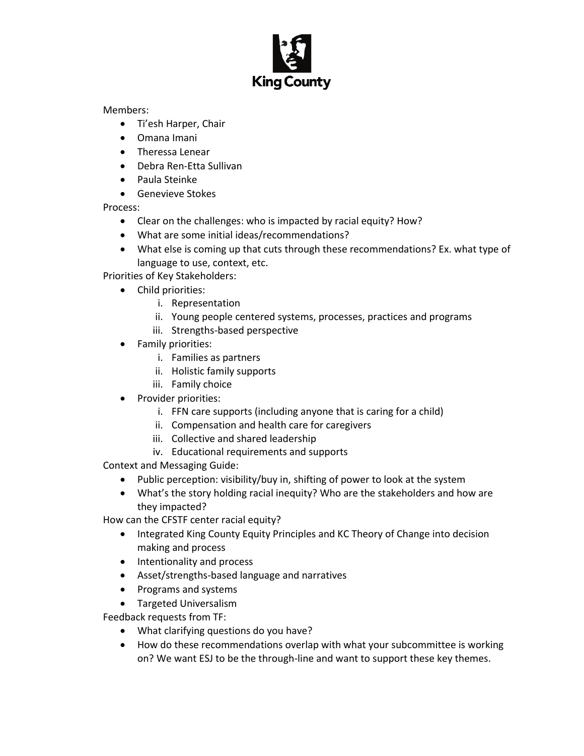Members:

- Ti'esh Harper, Chair
- Omana Imani
- Theressa Lenear
- Debra Ren-Etta Sullivan
- Paula Steinke
- Genevieve Stokes

Process:

- Clear on the challenges: who is impacted by racial equity? How?
- What are some initial ideas/recommendations?
- What else is coming up that cuts through these recommendations? Ex. what type of language to use, context, etc.

Priorities of Key Stakeholders:

- Child priorities:
    i. Representation
    ii. Young people centered systems, processes, practices and programs
    iii. Strengths-based perspective
- Family priorities:
    i. Families as partners
    ii. Holistic family supports
    iii. Family choice
- Provider priorities:
    i. FFN care supports (including anyone that is caring for a child)
    ii. Compensation and health care for caregivers
    iii. Collective and shared leadership
    iv. Educational requirements and supports

Context and Messaging Guide:

- Public perception: visibility/buy in, shifting of power to look at the system
- What's the story holding racial inequity? Who are the stakeholders and how are they impacted?

How can the CFSTF center racial equity?

- Integrated King County Equity Principles and KC Theory of Change into decision making and process
- Intentionality and process
- Asset/strengths-based language and narratives
- Programs and systems
- Targeted Universalism

Feedback requests from TF:

- What clarifying questions do you have?
- How do these recommendations overlap with what your subcommittee is working on? We want ESJ to be the through-line and want to support these key themes.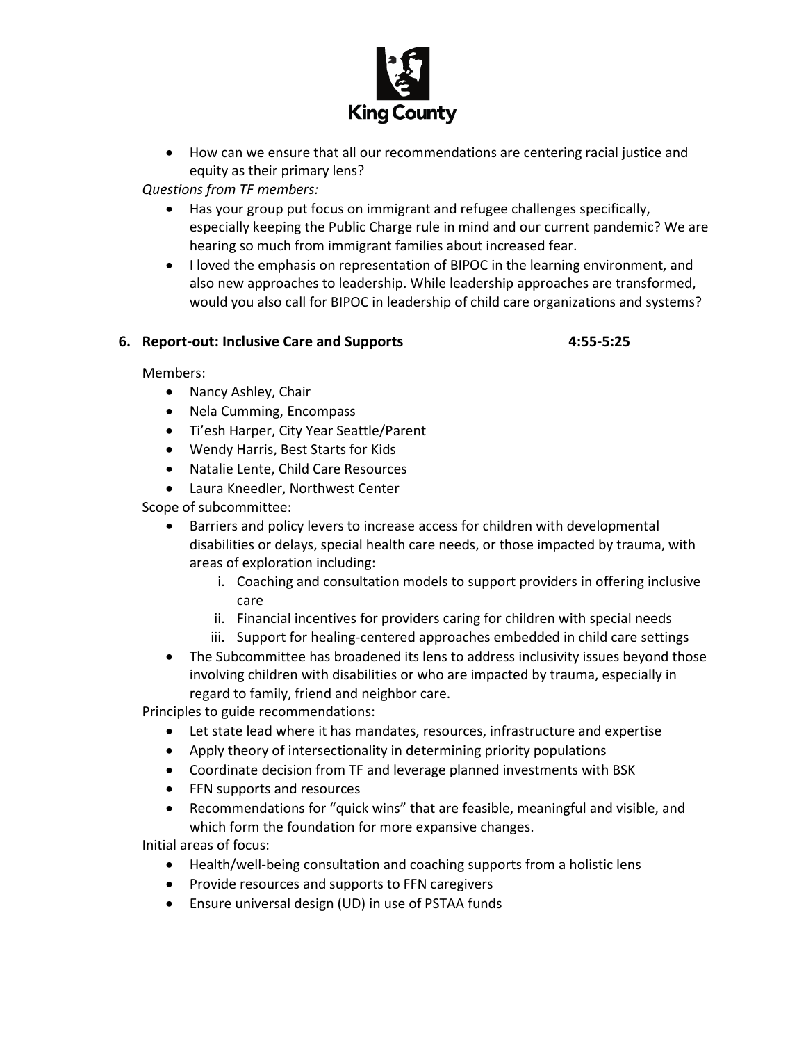- How can we ensure that all our recommendations are centering racial justice and equity as their primary lens?

*Questions from TF members:*

- Has your group put focus on immigrant and refugee challenges specifically, especially keeping the Public Charge rule in mind and our current pandemic? We are hearing so much from immigrant families about increased fear.
- I loved the emphasis on representation of BIPOC in the learning environment, and also new approaches to leadership. While leadership approaches are transformed, would you also call for BIPOC in leadership of child care organizations and systems?

### 6. Report-out: Inclusive Care and Supports 4:55-5:25

Members:

- Nancy Ashley, Chair
- Nela Cumming, Encompass
- Ti'esh Harper, City Year Seattle/Parent
- Wendy Harris, Best Starts for Kids
- Natalie Lente, Child Care Resources
- Laura Kneedler, Northwest Center

Scope of subcommittee:

- Barriers and policy levers to increase access for children with developmental disabilities or delays, special health care needs, or those impacted by trauma, with areas of exploration including:
    i. Coaching and consultation models to support providers in offering inclusive care
    ii. Financial incentives for providers caring for children with special needs
    iii. Support for healing-centered approaches embedded in child care settings
- The Subcommittee has broadened its lens to address inclusivity issues beyond those involving children with disabilities or who are impacted by trauma, especially in regard to family, friend and neighbor care.

Principles to guide recommendations:

- Let state lead where it has mandates, resources, infrastructure and expertise
- Apply theory of intersectionality in determining priority populations
- Coordinate decision from TF and leverage planned investments with BSK
- FFN supports and resources
- Recommendations for "quick wins" that are feasible, meaningful and visible, and which form the foundation for more expansive changes.

Initial areas of focus:

- Health/well-being consultation and coaching supports from a holistic lens
- Provide resources and supports to FFN caregivers
- Ensure universal design (UD) in use of PSTAA funds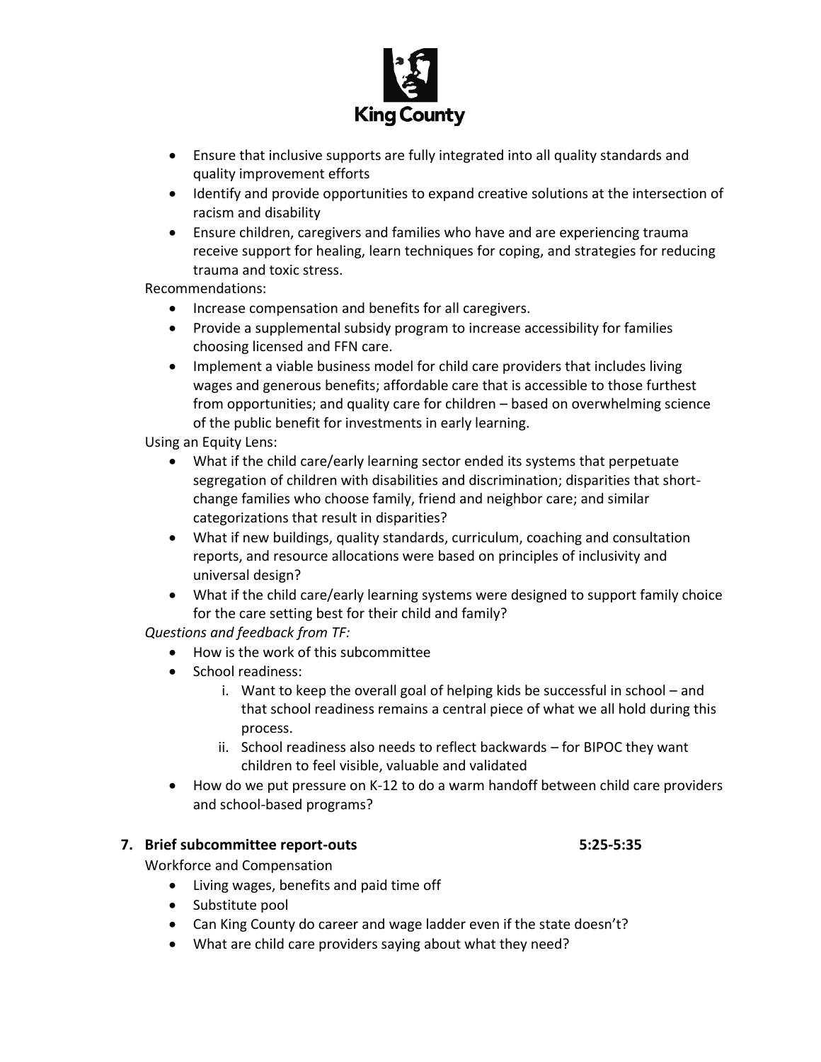- Ensure that inclusive supports are fully integrated into all quality standards and quality improvement efforts
- Identify and provide opportunities to expand creative solutions at the intersection of racism and disability
- Ensure children, caregivers and families who have and are experiencing trauma receive support for healing, learn techniques for coping, and strategies for reducing trauma and toxic stress.

Recommendations:

- Increase compensation and benefits for all caregivers.
- Provide a supplemental subsidy program to increase accessibility for families choosing licensed and FFN care.
- Implement a viable business model for child care providers that includes living wages and generous benefits; affordable care that is accessible to those furthest from opportunities; and quality care for children – based on overwhelming science of the public benefit for investments in early learning.

Using an Equity Lens:

- What if the child care/early learning sector ended its systems that perpetuate segregation of children with disabilities and discrimination; disparities that short-change families who choose family, friend and neighbor care; and similar categorizations that result in disparities?
- What if new buildings, quality standards, curriculum, coaching and consultation reports, and resource allocations were based on principles of inclusivity and universal design?
- What if the child care/early learning systems were designed to support family choice for the care setting best for their child and family?

*Questions and feedback from TF:*

- How is the work of this subcommittee
- School readiness:
    i. Want to keep the overall goal of helping kids be successful in school – and that school readiness remains a central piece of what we all hold during this process.
    ii. School readiness also needs to reflect backwards – for BIPOC they want children to feel visible, valuable and validated
- How do we put pressure on K-12 to do a warm handoff between child care providers and school-based programs?

**7. Brief subcommittee report-outs** **5:25-5:35**

Workforce and Compensation

- Living wages, benefits and paid time off
- Substitute pool
- Can King County do career and wage ladder even if the state doesn't?
- What are child care providers saying about what they need?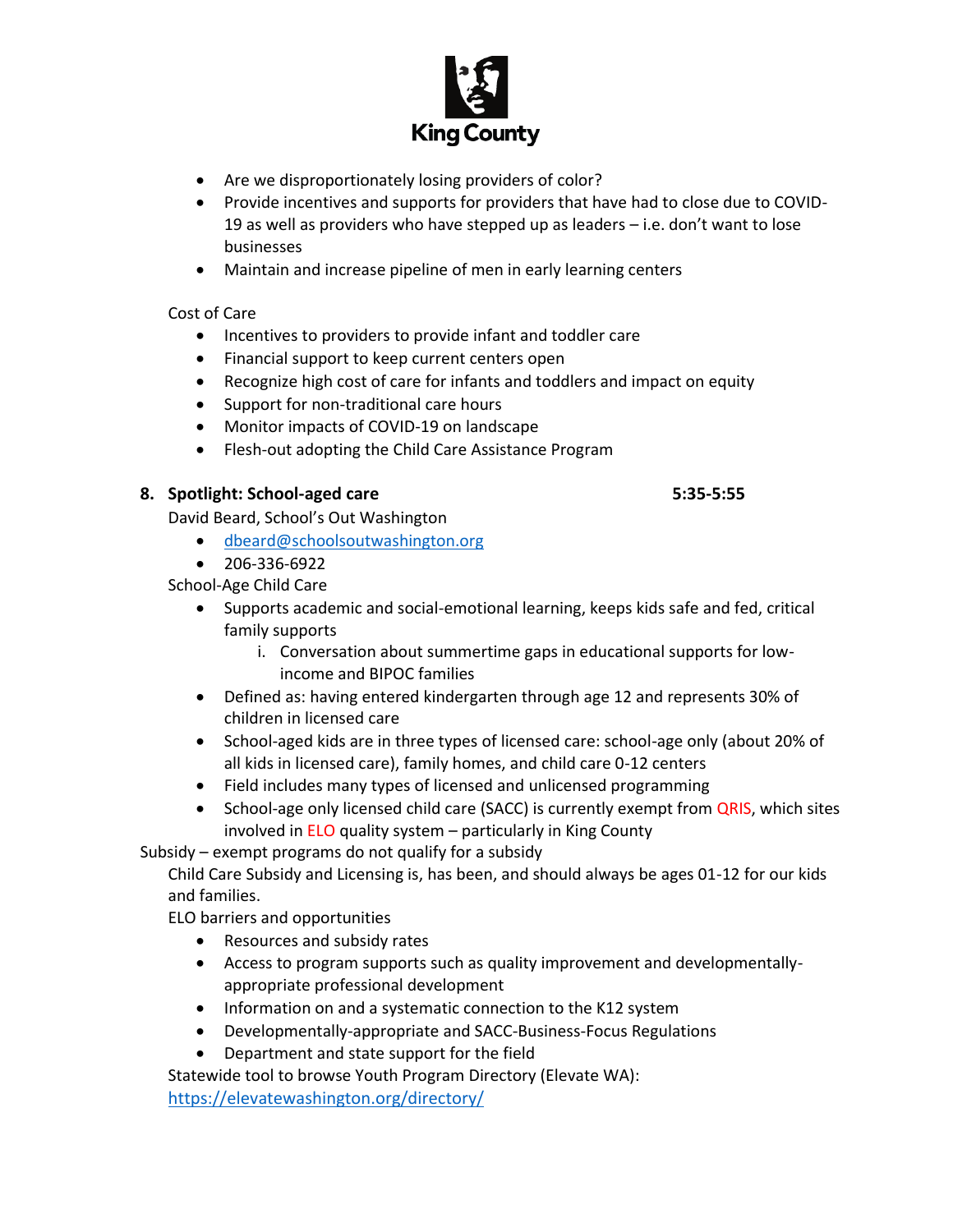- Are we disproportionately losing providers of color?
- Provide incentives and supports for providers that have had to close due to COVID-19 as well as providers who have stepped up as leaders – i.e. don't want to lose businesses
- Maintain and increase pipeline of men in early learning centers

Cost of Care

- Incentives to providers to provide infant and toddler care
- Financial support to keep current centers open
- Recognize high cost of care for infants and toddlers and impact on equity
- Support for non-traditional care hours
- Monitor impacts of COVID-19 on landscape
- Flesh-out adopting the Child Care Assistance Program

**8. Spotlight: School-aged care** **5:35-5:55**

David Beard, School's Out Washington

- dbeard@schoolsoutwashington.org
- 206-336-6922

School-Age Child Care

- Supports academic and social-emotional learning, keeps kids safe and fed, critical family supports
  - i. Conversation about summertime gaps in educational supports for low-income and BIPOC families
- Defined as: having entered kindergarten through age 12 and represents 30% of children in licensed care
- School-aged kids are in three types of licensed care: school-age only (about 20% of all kids in licensed care), family homes, and child care 0-12 centers
- Field includes many types of licensed and unlicensed programming
- School-age only licensed child care (SACC) is currently exempt from QRIS, which sites involved in ELO quality system – particularly in King County

Subsidy – exempt programs do not qualify for a subsidy

Child Care Subsidy and Licensing is, has been, and should always be ages 01-12 for our kids and families.

ELO barriers and opportunities

- Resources and subsidy rates
- Access to program supports such as quality improvement and developmentally-appropriate professional development
- Information on and a systematic connection to the K12 system
- Developmentally-appropriate and SACC-Business-Focus Regulations
- Department and state support for the field

Statewide tool to browse Youth Program Directory (Elevate WA): https://elevatewashington.org/directory/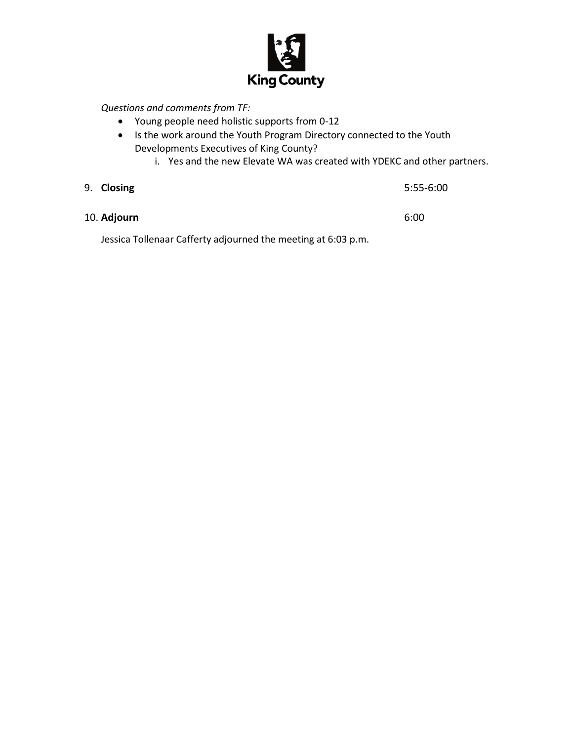*Questions and comments from TF:*

- Young people need holistic supports from 0-12
- Is the work around the Youth Program Directory connected to the Youth Developments Executives of King County?
    i. Yes and the new Elevate WA was created with YDEKC and other partners.

9. **Closing** 5:55-6:00

10. **Adjourn** 6:00

Jessica Tollenaar Cafferty adjourned the meeting at 6:03 p.m.